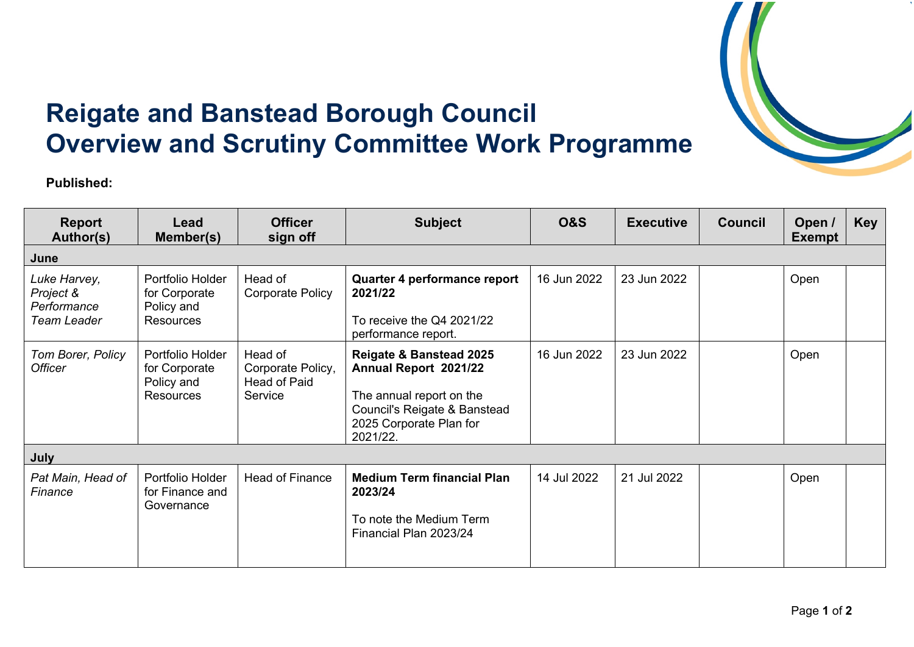# Reigate and Banstead Borough Council
# Overview and Scrutiny Committee Work Programme

**Published:**

| Report Author(s) | Lead Member(s) | Officer sign off | Subject | O&S | Executive | Council | Open / Exempt | Key |
|---|---|---|---|---|---|---|---|---|
| **June** | | | | | | | | |
| *Luke Harvey, Project & Performance Team Leader* | Portfolio Holder for Corporate Policy and Resources | Head of Corporate Policy | **Quarter 4 performance report 2021/22**<br><br>To receive the Q4 2021/22 performance report. | 16 Jun 2022 | 23 Jun 2022 | | Open | |
| *Tom Borer, Policy Officer* | Portfolio Holder for Corporate Policy and Resources | Head of Corporate Policy, Head of Paid Service | **Reigate & Banstead 2025 Annual Report 2021/22**<br><br>The annual report on the Council's Reigate & Banstead 2025 Corporate Plan for 2021/22. | 16 Jun 2022 | 23 Jun 2022 | | Open | |
| **July** | | | | | | | | |
| *Pat Main, Head of Finance* | Portfolio Holder for Finance and Governance | Head of Finance | **Medium Term financial Plan 2023/24**<br><br>To note the Medium Term Financial Plan 2023/24 | 14 Jul 2022 | 21 Jul 2022 | | Open | |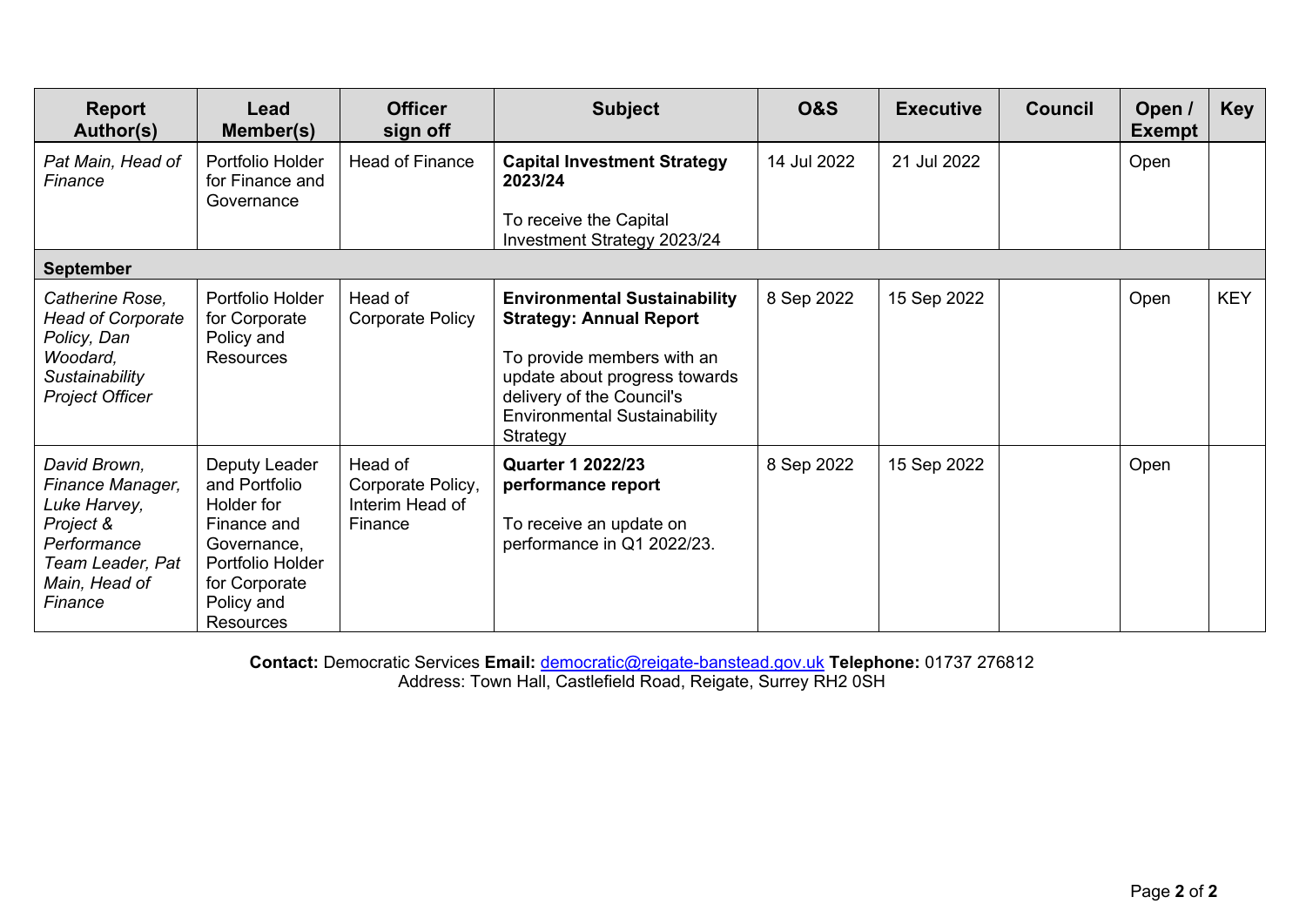| Report Author(s) | Lead Member(s) | Officer sign off | Subject | O&S | Executive | Council | Open / Exempt | Key |
|---|---|---|---|---|---|---|---|---|
| *Pat Main, Head of Finance* | Portfolio Holder for Finance and Governance | Head of Finance | **Capital Investment Strategy 2023/24**<br><br>To receive the Capital Investment Strategy 2023/24 | 14 Jul 2022 | 21 Jul 2022 | | Open | |
| **September** | | | | | | | | |
| *Catherine Rose, Head of Corporate Policy, Dan Woodard, Sustainability Project Officer* | Portfolio Holder for Corporate Policy and Resources | Head of Corporate Policy | **Environmental Sustainability Strategy: Annual Report**<br><br>To provide members with an update about progress towards delivery of the Council's Environmental Sustainability Strategy | 8 Sep 2022 | 15 Sep 2022 | | Open | KEY |
| *David Brown, Finance Manager, Luke Harvey, Project & Performance Team Leader, Pat Main, Head of Finance* | Deputy Leader and Portfolio Holder for Finance and Governance, Portfolio Holder for Corporate Policy and Resources | Head of Corporate Policy, Interim Head of Finance | **Quarter 1 2022/23 performance report**<br><br>To receive an update on performance in Q1 2022/23. | 8 Sep 2022 | 15 Sep 2022 | | Open | |

**Contact:** Democratic Services **Email:** democratic@reigate-banstead.gov.uk **Telephone:** 01737 276812
Address: Town Hall, Castlefield Road, Reigate, Surrey RH2 0SH